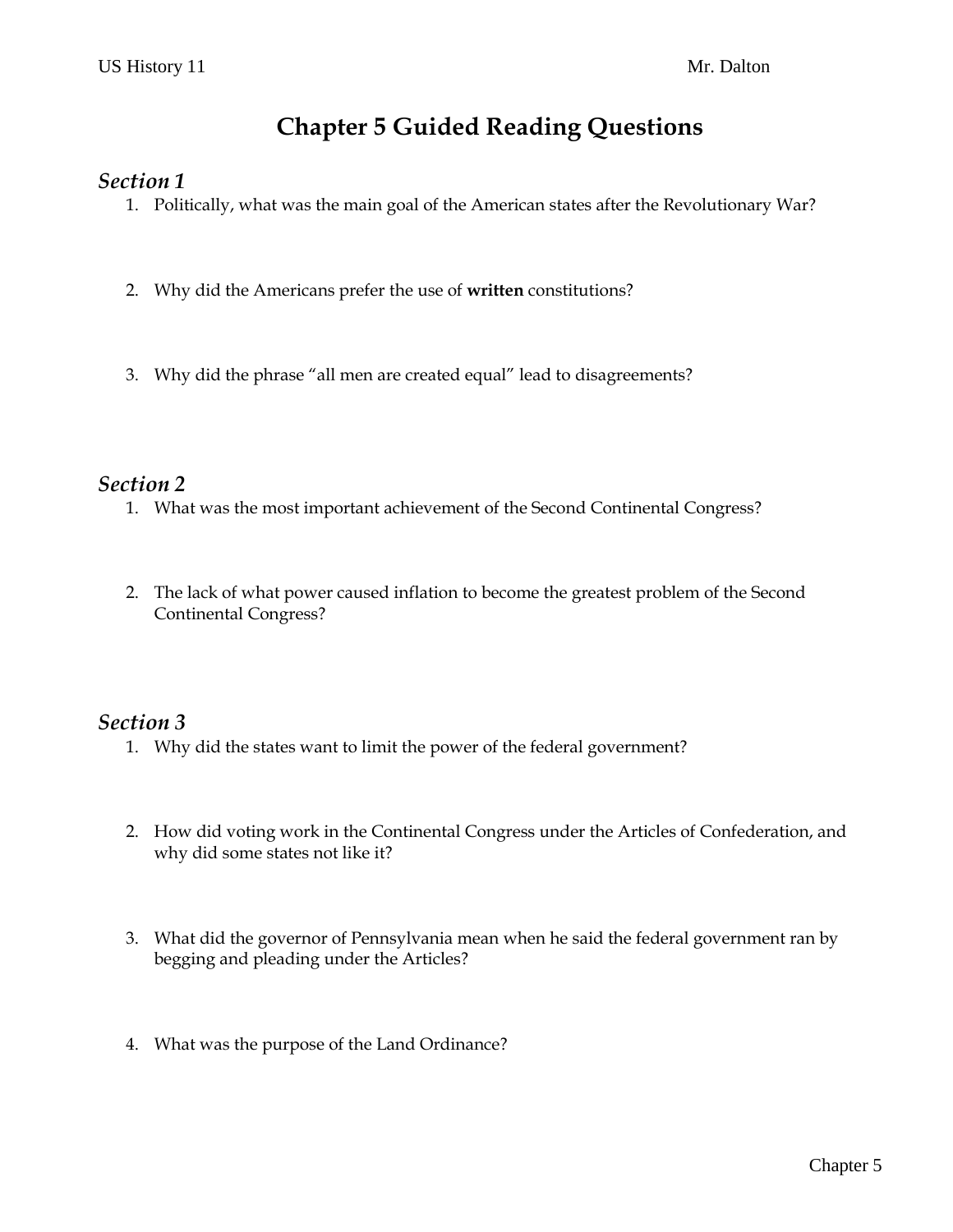# Chapter 5 Guided Reading Questions

## *Section 1*

1. Politically, what was the main goal of the American states after the Revolutionary War?

2. Why did the Americans prefer the use of **written** constitutions?

3. Why did the phrase "all men are created equal" lead to disagreements?

## *Section 2*

1. What was the most important achievement of the Second Continental Congress?

2. The lack of what power caused inflation to become the greatest problem of the Second Continental Congress?

## *Section 3*

1. Why did the states want to limit the power of the federal government?

2. How did voting work in the Continental Congress under the Articles of Confederation, and why did some states not like it?

3. What did the governor of Pennsylvania mean when he said the federal government ran by begging and pleading under the Articles?

4. What was the purpose of the Land Ordinance?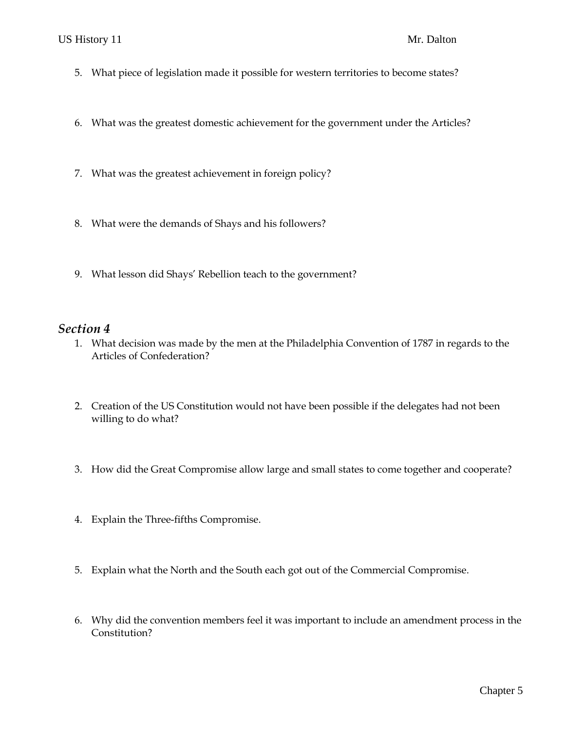5. What piece of legislation made it possible for western territories to become states?

6. What was the greatest domestic achievement for the government under the Articles?

7. What was the greatest achievement in foreign policy?

8. What were the demands of Shays and his followers?

9. What lesson did Shays' Rebellion teach to the government?

## *Section 4*

1. What decision was made by the men at the Philadelphia Convention of 1787 in regards to the Articles of Confederation?

2. Creation of the US Constitution would not have been possible if the delegates had not been willing to do what?

3. How did the Great Compromise allow large and small states to come together and cooperate?

4. Explain the Three-fifths Compromise.

5. Explain what the North and the South each got out of the Commercial Compromise.

6. Why did the convention members feel it was important to include an amendment process in the Constitution?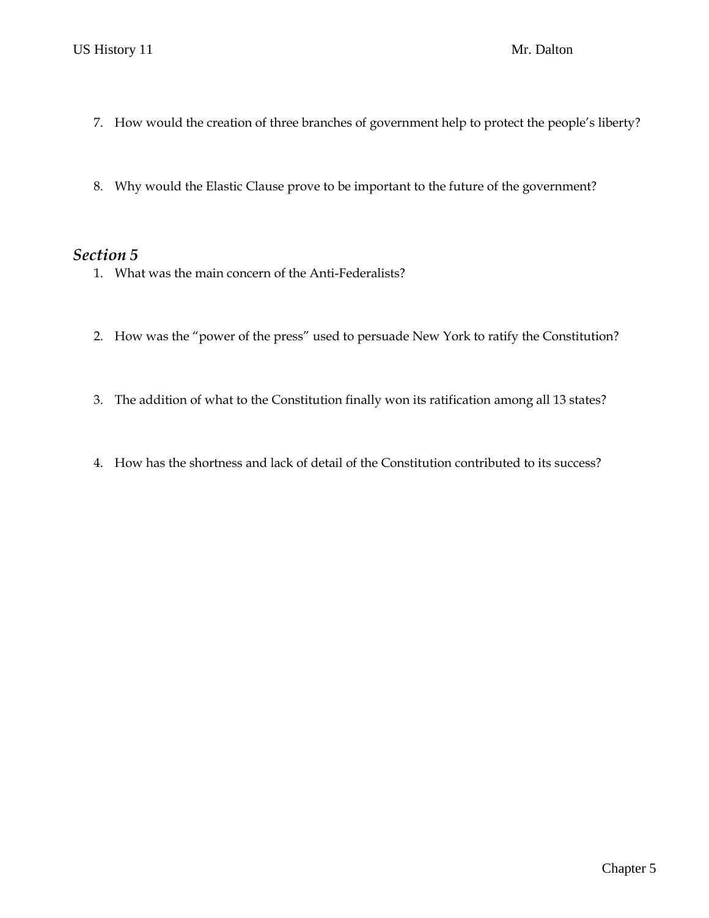7. How would the creation of three branches of government help to protect the people's liberty?

8. Why would the Elastic Clause prove to be important to the future of the government?

## *Section 5*

1. What was the main concern of the Anti-Federalists?

2. How was the "power of the press" used to persuade New York to ratify the Constitution?

3. The addition of what to the Constitution finally won its ratification among all 13 states?

4. How has the shortness and lack of detail of the Constitution contributed to its success?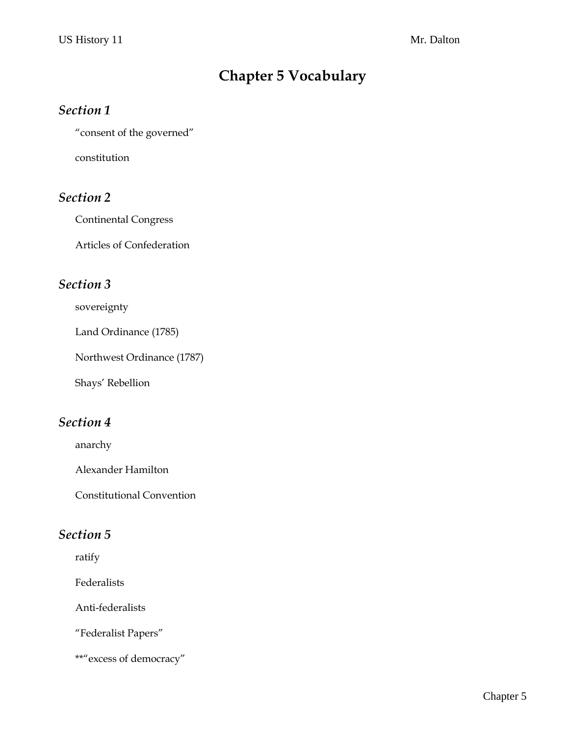# Chapter 5 Vocabulary

## *Section 1*

"consent of the governed"

constitution

## *Section 2*

Continental Congress

Articles of Confederation

## *Section 3*

sovereignty

Land Ordinance (1785)

Northwest Ordinance (1787)

Shays' Rebellion

## *Section 4*

anarchy

Alexander Hamilton

Constitutional Convention

## *Section 5*

ratify

Federalists

Anti-federalists

"Federalist Papers"

**"excess of democracy"